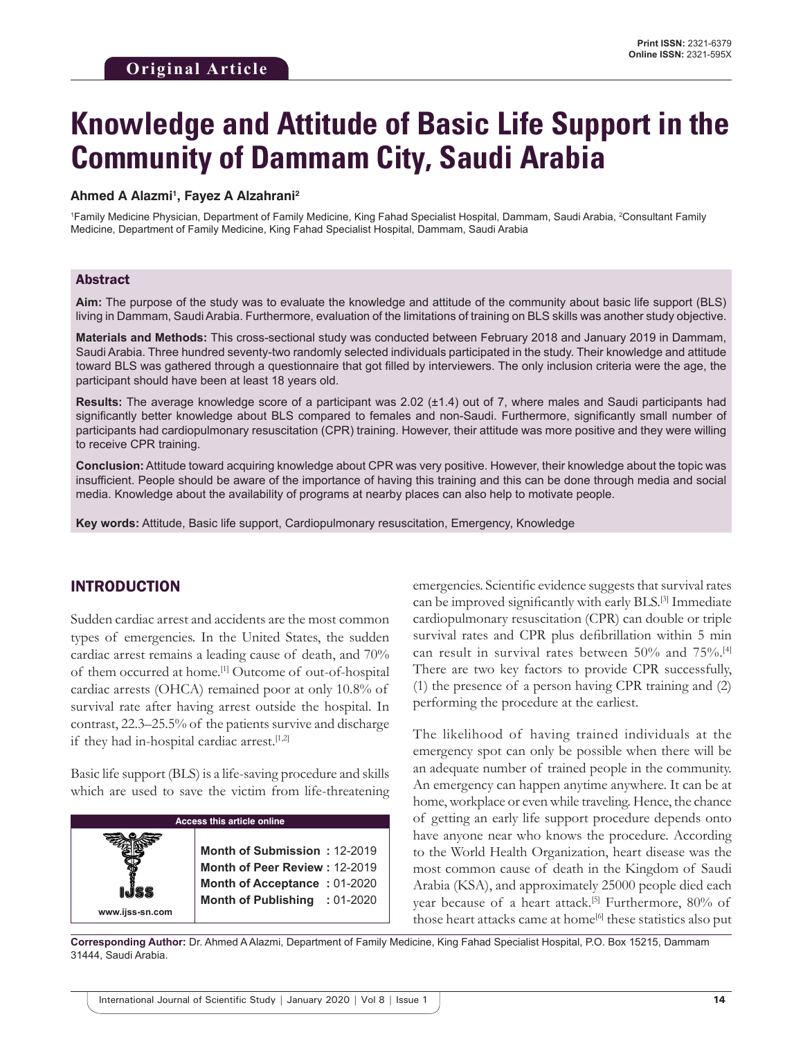Print ISSN: 2321-6379
Online ISSN: 2321-595X

**Original Article**

# Knowledge and Attitude of Basic Life Support in the Community of Dammam City, Saudi Arabia

**Ahmed A Alazmi[1], Fayez A Alzahrani[2]**

[1]Family Medicine Physician, Department of Family Medicine, King Fahad Specialist Hospital, Dammam, Saudi Arabia, [2]Consultant Family Medicine, Department of Family Medicine, King Fahad Specialist Hospital, Dammam, Saudi Arabia

## Abstract

**Aim:** The purpose of the study was to evaluate the knowledge and attitude of the community about basic life support (BLS) living in Dammam, Saudi Arabia. Furthermore, evaluation of the limitations of training on BLS skills was another study objective.

**Materials and Methods:** This cross-sectional study was conducted between February 2018 and January 2019 in Dammam, Saudi Arabia. Three hundred seventy-two randomly selected individuals participated in the study. Their knowledge and attitude toward BLS was gathered through a questionnaire that got filled by interviewers. The only inclusion criteria were the age, the participant should have been at least 18 years old.

**Results:** The average knowledge score of a participant was 2.02 (±1.4) out of 7, where males and Saudi participants had significantly better knowledge about BLS compared to females and non-Saudi. Furthermore, significantly small number of participants had cardiopulmonary resuscitation (CPR) training. However, their attitude was more positive and they were willing to receive CPR training.

**Conclusion:** Attitude toward acquiring knowledge about CPR was very positive. However, their knowledge about the topic was insufficient. People should be aware of the importance of having this training and this can be done through media and social media. Knowledge about the availability of programs at nearby places can also help to motivate people.

**Key words:** Attitude, Basic life support, Cardiopulmonary resuscitation, Emergency, Knowledge

## INTRODUCTION

Sudden cardiac arrest and accidents are the most common types of emergencies. In the United States, the sudden cardiac arrest remains a leading cause of death, and 70% of them occurred at home.[1] Outcome of out-of-hospital cardiac arrests (OHCA) remained poor at only 10.8% of survival rate after having arrest outside the hospital. In contrast, 22.3–25.5% of the patients survive and discharge if they had in-hospital cardiac arrest.[1,2]

Basic life support (BLS) is a life-saving procedure and skills which are used to save the victim from life-threatening emergencies. Scientific evidence suggests that survival rates can be improved significantly with early BLS.[3] Immediate cardiopulmonary resuscitation (CPR) can double or triple survival rates and CPR plus defibrillation within 5 min can result in survival rates between 50% and 75%.[4] There are two key factors to provide CPR successfully, (1) the presence of a person having CPR training and (2) performing the procedure at the earliest.

The likelihood of having trained individuals at the emergency spot can only be possible when there will be an adequate number of trained people in the community. An emergency can happen anytime anywhere. It can be at home, workplace or even while traveling. Hence, the chance of getting an early life support procedure depends onto have anyone near who knows the procedure. According to the World Health Organization, heart disease was the most common cause of death in the Kingdom of Saudi Arabia (KSA), and approximately 25000 people died each year because of a heart attack.[5] Furthermore, 80% of those heart attacks came at home[6] these statistics also put

| Access this article online | |
|---|---|
| www.ijss-sn.com | Month of Submission : 12-2019<br>Month of Peer Review : 12-2019<br>Month of Acceptance : 01-2020<br>Month of Publishing : 01-2020 |

**Corresponding Author:** Dr. Ahmed A Alazmi, Department of Family Medicine, King Fahad Specialist Hospital, P.O. Box 15215, Dammam 31444, Saudi Arabia.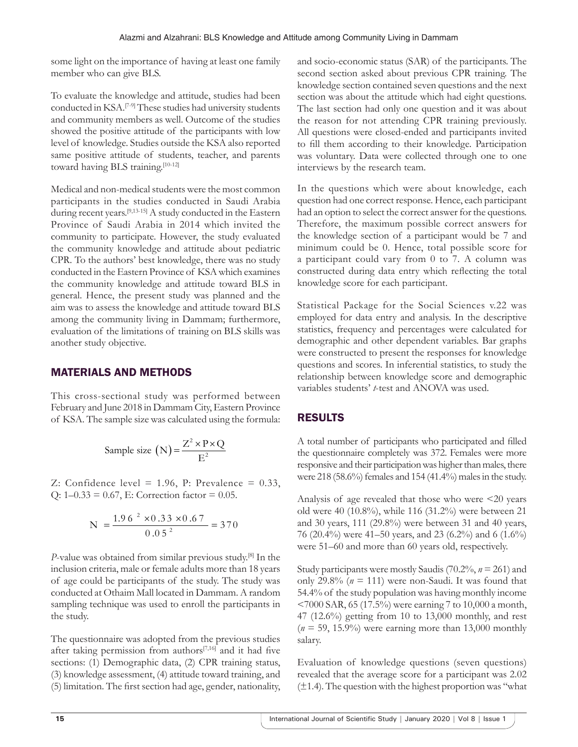some light on the importance of having at least one family member who can give BLS.

To evaluate the knowledge and attitude, studies had been conducted in KSA.[7-9] These studies had university students and community members as well. Outcome of the studies showed the positive attitude of the participants with low level of knowledge. Studies outside the KSA also reported same positive attitude of students, teacher, and parents toward having BLS training.[10-12]

Medical and non-medical students were the most common participants in the studies conducted in Saudi Arabia during recent years.[9,13-15] A study conducted in the Eastern Province of Saudi Arabia in 2014 which invited the community to participate. However, the study evaluated the community knowledge and attitude about pediatric CPR. To the authors' best knowledge, there was no study conducted in the Eastern Province of KSA which examines the community knowledge and attitude toward BLS in general. Hence, the present study was planned and the aim was to assess the knowledge and attitude toward BLS among the community living in Dammam; furthermore, evaluation of the limitations of training on BLS skills was another study objective.

## MATERIALS AND METHODS

This cross-sectional study was performed between February and June 2018 in Dammam City, Eastern Province of KSA. The sample size was calculated using the formula:

$$\text{Sample size } (N) = \frac{Z^2 \times P \times Q}{E^2}$$

Z: Confidence level = 1.96, P: Prevalence = 0.33, Q: 1–0.33 = 0.67, E: Correction factor = 0.05.

$$N = \frac{1.96^2 \times 0.33 \times 0.67}{0.05^2} = 370$$

*P*-value was obtained from similar previous study.[8] In the inclusion criteria, male or female adults more than 18 years of age could be participants of the study. The study was conducted at Othaim Mall located in Dammam. A random sampling technique was used to enroll the participants in the study.

The questionnaire was adopted from the previous studies after taking permission from authors[7,16] and it had five sections: (1) Demographic data, (2) CPR training status, (3) knowledge assessment, (4) attitude toward training, and (5) limitation. The first section had age, gender, nationality, and socio-economic status (SAR) of the participants. The second section asked about previous CPR training. The knowledge section contained seven questions and the next section was about the attitude which had eight questions. The last section had only one question and it was about the reason for not attending CPR training previously. All questions were closed-ended and participants invited to fill them according to their knowledge. Participation was voluntary. Data were collected through one to one interviews by the research team.

In the questions which were about knowledge, each question had one correct response. Hence, each participant had an option to select the correct answer for the questions. Therefore, the maximum possible correct answers for the knowledge section of a participant would be 7 and minimum could be 0. Hence, total possible score for a participant could vary from 0 to 7. A column was constructed during data entry which reflecting the total knowledge score for each participant.

Statistical Package for the Social Sciences v.22 was employed for data entry and analysis. In the descriptive statistics, frequency and percentages were calculated for demographic and other dependent variables. Bar graphs were constructed to present the responses for knowledge questions and scores. In inferential statistics, to study the relationship between knowledge score and demographic variables students' *t*-test and ANOVA was used.

## RESULTS

A total number of participants who participated and filled the questionnaire completely was 372. Females were more responsive and their participation was higher than males, there were 218 (58.6%) females and 154 (41.4%) males in the study.

Analysis of age revealed that those who were <20 years old were 40 (10.8%), while 116 (31.2%) were between 21 and 30 years, 111 (29.8%) were between 31 and 40 years, 76 (20.4%) were 41–50 years, and 23 (6.2%) and 6 (1.6%) were 51–60 and more than 60 years old, respectively.

Study participants were mostly Saudis (70.2%, *n* = 261) and only 29.8% (*n* = 111) were non-Saudi. It was found that 54.4% of the study population was having monthly income <7000 SAR, 65 (17.5%) were earning 7 to 10,000 a month, 47 (12.6%) getting from 10 to 13,000 monthly, and rest (*n* = 59, 15.9%) were earning more than 13,000 monthly salary.

Evaluation of knowledge questions (seven questions) revealed that the average score for a participant was 2.02 (±1.4). The question with the highest proportion was "what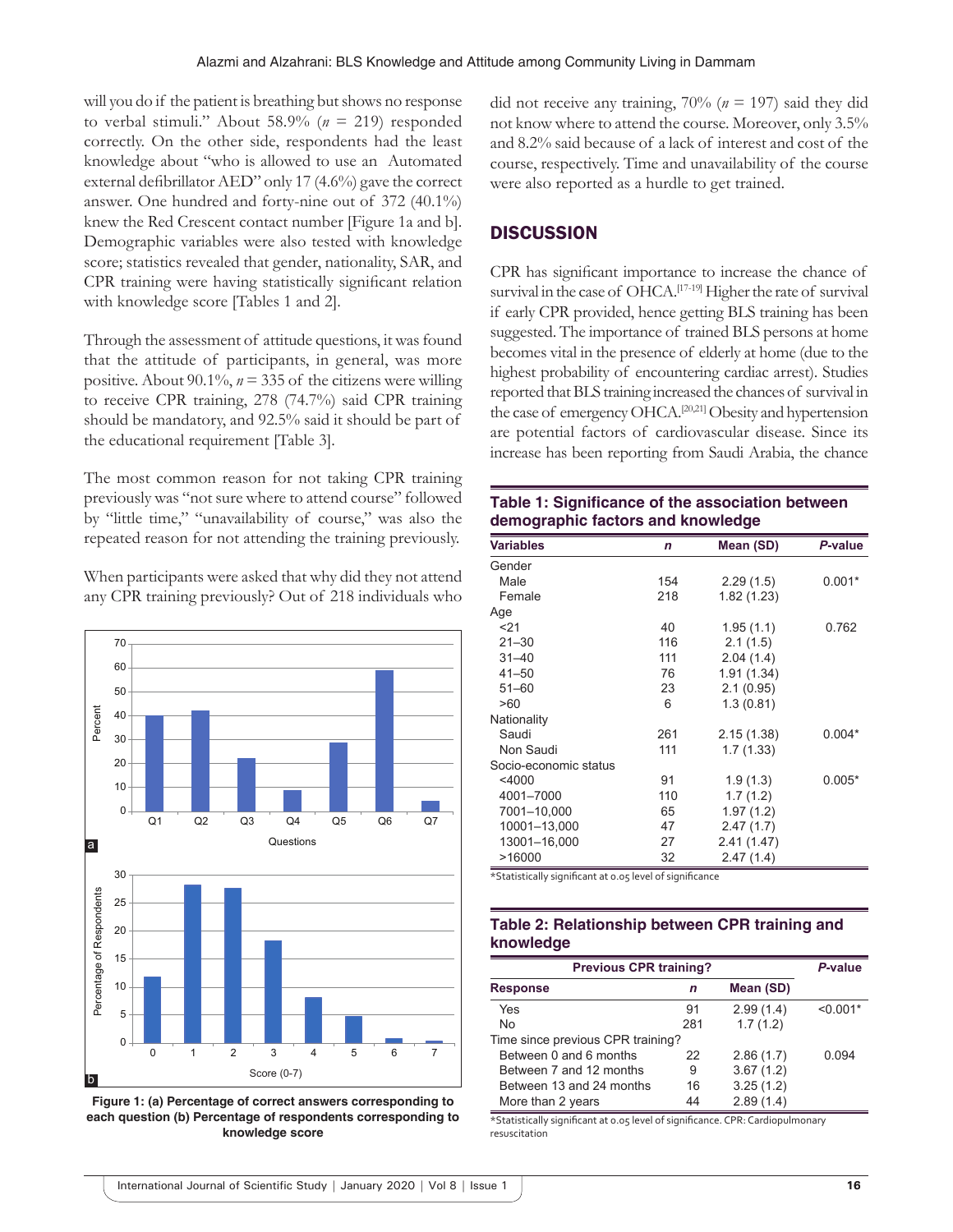will you do if the patient is breathing but shows no response to verbal stimuli." About 58.9% ($n$ = 219) responded correctly. On the other side, respondents had the least knowledge about "who is allowed to use an Automated external defibrillator AED" only 17 (4.6%) gave the correct answer. One hundred and forty-nine out of 372 (40.1%) knew the Red Crescent contact number [Figure 1a and b]. Demographic variables were also tested with knowledge score; statistics revealed that gender, nationality, SAR, and CPR training were having statistically significant relation with knowledge score [Tables 1 and 2].

Through the assessment of attitude questions, it was found that the attitude of participants, in general, was more positive. About 90.1%, $n$ = 335 of the citizens were willing to receive CPR training, 278 (74.7%) said CPR training should be mandatory, and 92.5% said it should be part of the educational requirement [Table 3].

The most common reason for not taking CPR training previously was "not sure where to attend course" followed by "little time," "unavailability of course," was also the repeated reason for not attending the training previously.

When participants were asked that why did they not attend any CPR training previously? Out of 218 individuals who did not receive any training, 70% ($n$ = 197) said they did not know where to attend the course. Moreover, only 3.5% and 8.2% said because of a lack of interest and cost of the course, respectively. Time and unavailability of the course were also reported as a hurdle to get trained.

**Figure 1: (a) Percentage of correct answers corresponding to each question (b) Percentage of respondents corresponding to knowledge score**

## DISCUSSION

CPR has significant importance to increase the chance of survival in the case of OHCA.[17-19] Higher the rate of survival if early CPR provided, hence getting BLS training has been suggested. The importance of trained BLS persons at home becomes vital in the presence of elderly at home (due to the highest probability of encountering cardiac arrest). Studies reported that BLS training increased the chances of survival in the case of emergency OHCA.[20,21] Obesity and hypertension are potential factors of cardiovascular disease. Since its increase has been reporting from Saudi Arabia, the chance

**Table 1: Significance of the association between demographic factors and knowledge**

| Variables | n | Mean (SD) | P-value |
|---|---|---|---|
| Gender | | | |
| Male | 154 | 2.29 (1.5) | 0.001* |
| Female | 218 | 1.82 (1.23) | |
| Age | | | |
| <21 | 40 | 1.95 (1.1) | 0.762 |
| 21–30 | 116 | 2.1 (1.5) | |
| 31–40 | 111 | 2.04 (1.4) | |
| 41–50 | 76 | 1.91 (1.34) | |
| 51–60 | 23 | 2.1 (0.95) | |
| >60 | 6 | 1.3 (0.81) | |
| Nationality | | | |
| Saudi | 261 | 2.15 (1.38) | 0.004* |
| Non Saudi | 111 | 1.7 (1.33) | |
| Socio-economic status | | | |
| <4000 | 91 | 1.9 (1.3) | 0.005* |
| 4001–7000 | 110 | 1.7 (1.2) | |
| 7001–10,000 | 65 | 1.97 (1.2) | |
| 10001–13,000 | 47 | 2.47 (1.7) | |
| 13001–16,000 | 27 | 2.41 (1.47) | |
| >16000 | 32 | 2.47 (1.4) | |

*Statistically significant at 0.05 level of significance

**Table 2: Relationship between CPR training and knowledge**

| Previous CPR training? | | | P-value |
|---|---|---|---|
| Response | n | Mean (SD) | |
| Yes | 91 | 2.99 (1.4) | <0.001* |
| No | 281 | 1.7 (1.2) | |
| Time since previous CPR training? | | | |
| Between 0 and 6 months | 22 | 2.86 (1.7) | 0.094 |
| Between 7 and 12 months | 9 | 3.67 (1.2) | |
| Between 13 and 24 months | 16 | 3.25 (1.2) | |
| More than 2 years | 44 | 2.89 (1.4) | |

*Statistically significant at 0.05 level of significance. CPR: Cardiopulmonary resuscitation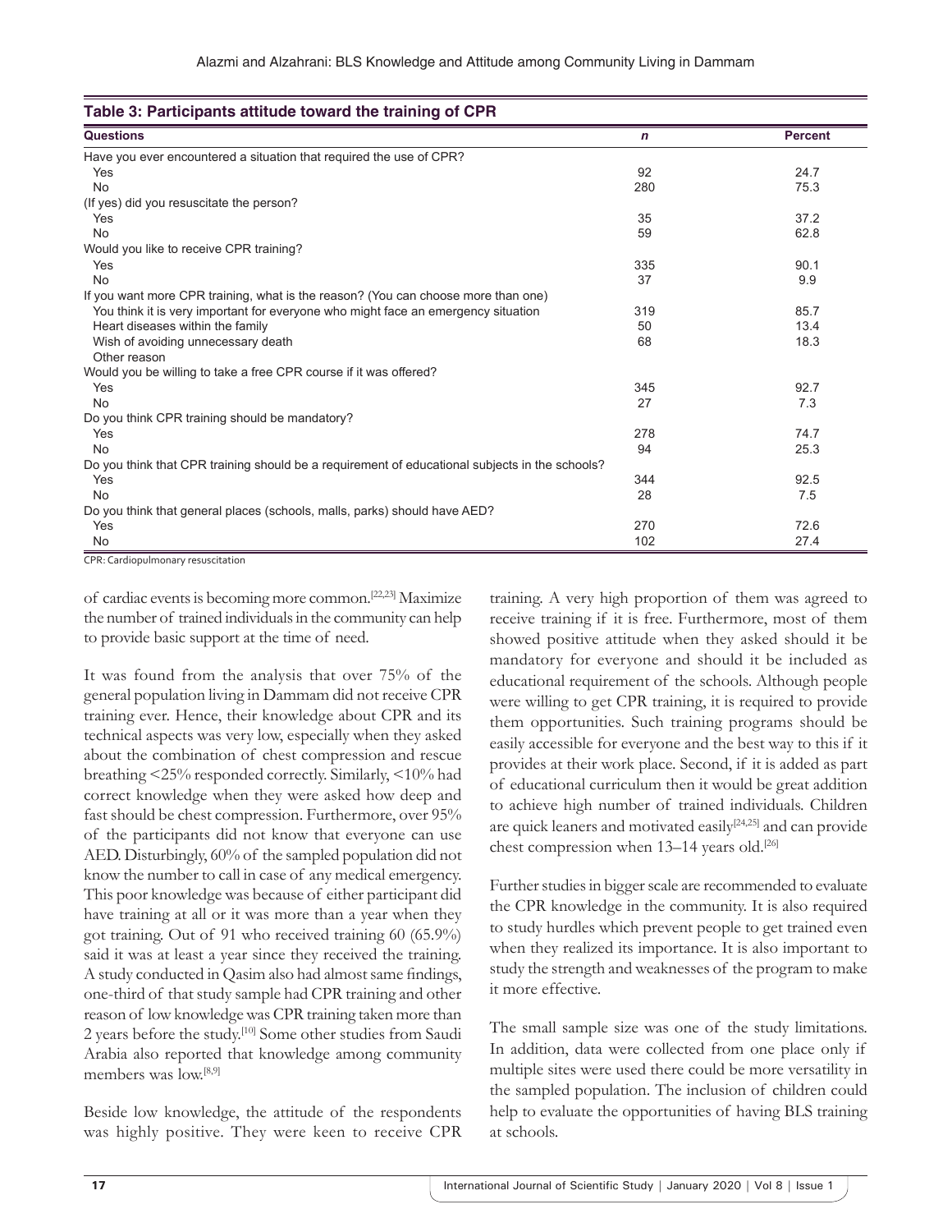**Table 3: Participants attitude toward the training of CPR**

| Questions | n | Percent |
|---|---|---|
| Have you ever encountered a situation that required the use of CPR? | | |
| Yes | 92 | 24.7 |
| No | 280 | 75.3 |
| (If yes) did you resuscitate the person? | | |
| Yes | 35 | 37.2 |
| No | 59 | 62.8 |
| Would you like to receive CPR training? | | |
| Yes | 335 | 90.1 |
| No | 37 | 9.9 |
| If you want more CPR training, what is the reason? (You can choose more than one) | | |
| You think it is very important for everyone who might face an emergency situation | 319 | 85.7 |
| Heart diseases within the family | 50 | 13.4 |
| Wish of avoiding unnecessary death | 68 | 18.3 |
| Other reason | | |
| Would you be willing to take a free CPR course if it was offered? | | |
| Yes | 345 | 92.7 |
| No | 27 | 7.3 |
| Do you think CPR training should be mandatory? | | |
| Yes | 278 | 74.7 |
| No | 94 | 25.3 |
| Do you think that CPR training should be a requirement of educational subjects in the schools? | | |
| Yes | 344 | 92.5 |
| No | 28 | 7.5 |
| Do you think that general places (schools, malls, parks) should have AED? | | |
| Yes | 270 | 72.6 |
| No | 102 | 27.4 |

CPR: Cardiopulmonary resuscitation

of cardiac events is becoming more common.[22,23] Maximize the number of trained individuals in the community can help to provide basic support at the time of need.

It was found from the analysis that over 75% of the general population living in Dammam did not receive CPR training ever. Hence, their knowledge about CPR and its technical aspects was very low, especially when they asked about the combination of chest compression and rescue breathing <25% responded correctly. Similarly, <10% had correct knowledge when they were asked how deep and fast should be chest compression. Furthermore, over 95% of the participants did not know that everyone can use AED. Disturbingly, 60% of the sampled population did not know the number to call in case of any medical emergency. This poor knowledge was because of either participant did have training at all or it was more than a year when they got training. Out of 91 who received training 60 (65.9%) said it was at least a year since they received the training. A study conducted in Qasim also had almost same findings, one-third of that study sample had CPR training and other reason of low knowledge was CPR training taken more than 2 years before the study.[10] Some other studies from Saudi Arabia also reported that knowledge among community members was low.[8,9]

Beside low knowledge, the attitude of the respondents was highly positive. They were keen to receive CPR training. A very high proportion of them was agreed to receive training if it is free. Furthermore, most of them showed positive attitude when they asked should it be mandatory for everyone and should it be included as educational requirement of the schools. Although people were willing to get CPR training, it is required to provide them opportunities. Such training programs should be easily accessible for everyone and the best way to this if it provides at their work place. Second, if it is added as part of educational curriculum then it would be great addition to achieve high number of trained individuals. Children are quick leaners and motivated easily[24,25] and can provide chest compression when 13–14 years old.[26]

Further studies in bigger scale are recommended to evaluate the CPR knowledge in the community. It is also required to study hurdles which prevent people to get trained even when they realized its importance. It is also important to study the strength and weaknesses of the program to make it more effective.

The small sample size was one of the study limitations. In addition, data were collected from one place only if multiple sites were used there could be more versatility in the sampled population. The inclusion of children could help to evaluate the opportunities of having BLS training at schools.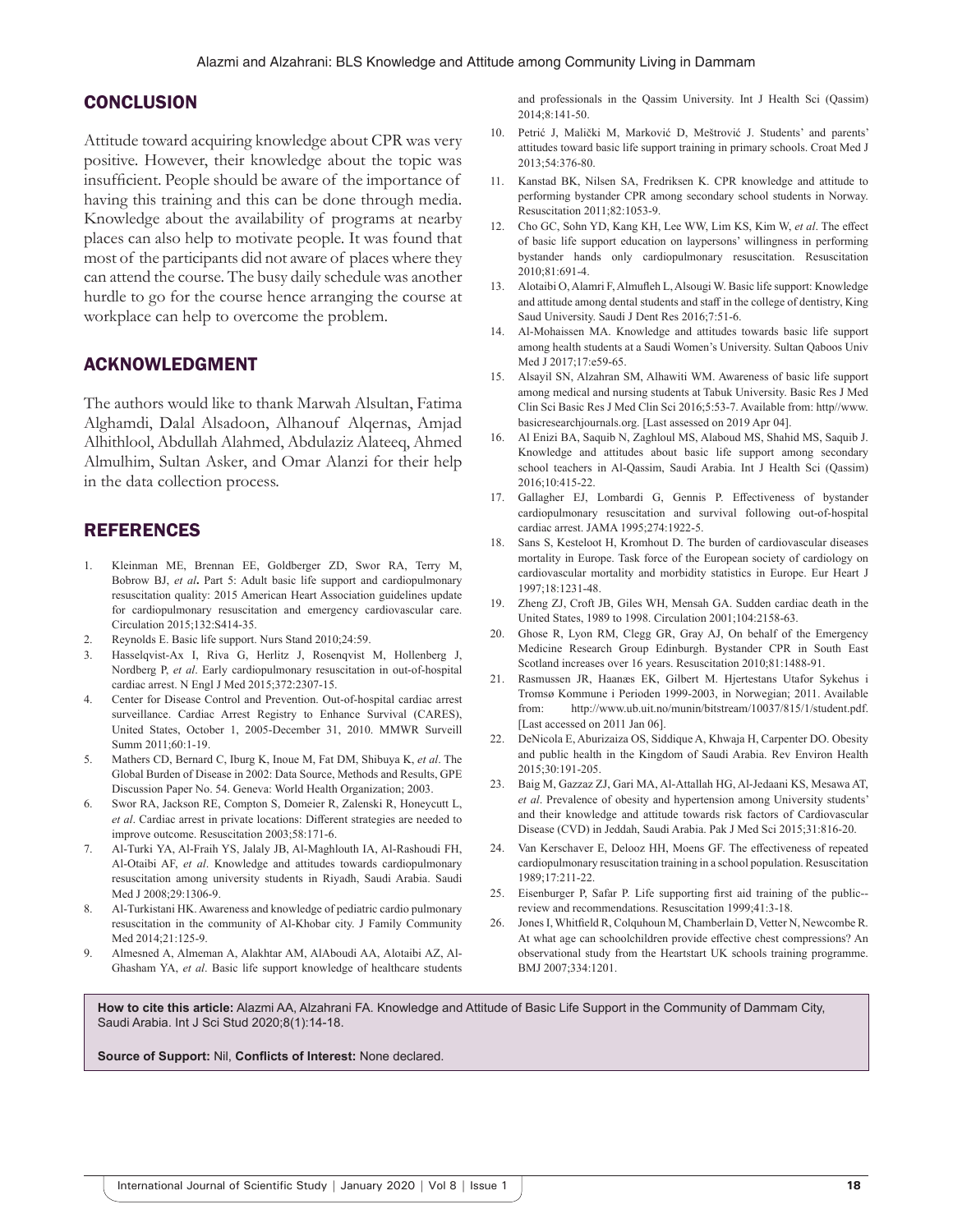## CONCLUSION

Attitude toward acquiring knowledge about CPR was very positive. However, their knowledge about the topic was insufficient. People should be aware of the importance of having this training and this can be done through media. Knowledge about the availability of programs at nearby places can also help to motivate people. It was found that most of the participants did not aware of places where they can attend the course. The busy daily schedule was another hurdle to go for the course hence arranging the course at workplace can help to overcome the problem.

## ACKNOWLEDGMENT

The authors would like to thank Marwah Alsultan, Fatima Alghamdi, Dalal Alsadoon, Alhanouf Alqernas, Amjad Alhithlool, Abdullah Alahmed, Abdulaziz Alateeq, Ahmed Almulhim, Sultan Asker, and Omar Alanzi for their help in the data collection process.

## REFERENCES

1. Kleinman ME, Brennan EE, Goldberger ZD, Swor RA, Terry M, Bobrow BJ, *et al*. Part 5: Adult basic life support and cardiopulmonary resuscitation quality: 2015 American Heart Association guidelines update for cardiopulmonary resuscitation and emergency cardiovascular care. Circulation 2015;132:S414-35.
2. Reynolds E. Basic life support. Nurs Stand 2010;24:59.
3. Hasselqvist-Ax I, Riva G, Herlitz J, Rosenqvist M, Hollenberg J, Nordberg P, *et al*. Early cardiopulmonary resuscitation in out-of-hospital cardiac arrest. N Engl J Med 2015;372:2307-15.
4. Center for Disease Control and Prevention. Out-of-hospital cardiac arrest surveillance. Cardiac Arrest Registry to Enhance Survival (CARES), United States, October 1, 2005-December 31, 2010. MMWR Surveill Summ 2011;60:1-19.
5. Mathers CD, Bernard C, Iburg K, Inoue M, Fat DM, Shibuya K, *et al*. The Global Burden of Disease in 2002: Data Source, Methods and Results, GPE Discussion Paper No. 54. Geneva: World Health Organization; 2003.
6. Swor RA, Jackson RE, Compton S, Domeier R, Zalenski R, Honeycutt L, *et al*. Cardiac arrest in private locations: Different strategies are needed to improve outcome. Resuscitation 2003;58:171-6.
7. Al-Turki YA, Al-Fraih YS, Jalaly JB, Al-Maghlouth IA, Al-Rashoudi FH, Al-Otaibi AF, *et al*. Knowledge and attitudes towards cardiopulmonary resuscitation among university students in Riyadh, Saudi Arabia. Saudi Med J 2008;29:1306-9.
8. Al-Turkistani HK. Awareness and knowledge of pediatric cardio pulmonary resuscitation in the community of Al-Khobar city. J Family Community Med 2014;21:125-9.
9. Almesned A, Almeman A, Alakhtar AM, AlAboudi AA, Alotaibi AZ, Al-Ghasham YA, *et al*. Basic life support knowledge of healthcare students and professionals in the Qassim University. Int J Health Sci (Qassim) 2014;8:141-50.
10. Petrić J, Malički M, Marković D, Meštrović J. Students' and parents' attitudes toward basic life support training in primary schools. Croat Med J 2013;54:376-80.
11. Kanstad BK, Nilsen SA, Fredriksen K. CPR knowledge and attitude to performing bystander CPR among secondary school students in Norway. Resuscitation 2011;82:1053-9.
12. Cho GC, Sohn YD, Kang KH, Lee WW, Lim KS, Kim W, *et al*. The effect of basic life support education on laypersons' willingness in performing bystander hands only cardiopulmonary resuscitation. Resuscitation 2010;81:691-4.
13. Alotaibi O, Alamri F, Almufleh L, Alsougi W. Basic life support: Knowledge and attitude among dental students and staff in the college of dentistry, King Saud University. Saudi J Dent Res 2016;7:51-6.
14. Al-Mohaissen MA. Knowledge and attitudes towards basic life support among health students at a Saudi Women's University. Sultan Qaboos Univ Med J 2017;17:e59-65.
15. Alsayil SN, Alzahran SM, Alhawiti WM. Awareness of basic life support among medical and nursing students at Tabuk University. Basic Res J Med Clin Sci Basic Res J Med Clin Sci 2016;5:53-7. Available from: http//www.basicresearchjournals.org. [Last assessed on 2019 Apr 04].
16. Al Enizi BA, Saquib N, Zaghloul MS, Alaboud MS, Shahid MS, Saquib J. Knowledge and attitudes about basic life support among secondary school teachers in Al-Qassim, Saudi Arabia. Int J Health Sci (Qassim) 2016;10:415-22.
17. Gallagher EJ, Lombardi G, Gennis P. Effectiveness of bystander cardiopulmonary resuscitation and survival following out-of-hospital cardiac arrest. JAMA 1995;274:1922-5.
18. Sans S, Kesteloot H, Kromhout D. The burden of cardiovascular diseases mortality in Europe. Task force of the European society of cardiology on cardiovascular mortality and morbidity statistics in Europe. Eur Heart J 1997;18:1231-48.
19. Zheng ZJ, Croft JB, Giles WH, Mensah GA. Sudden cardiac death in the United States, 1989 to 1998. Circulation 2001;104:2158-63.
20. Ghose R, Lyon RM, Clegg GR, Gray AJ, On behalf of the Emergency Medicine Research Group Edinburgh. Bystander CPR in South East Scotland increases over 16 years. Resuscitation 2010;81:1488-91.
21. Rasmussen JR, Haanæs EK, Gilbert M. Hjertestans Utafor Sykehus i Tromsø Kommune i Perioden 1999-2003, in Norwegian; 2011. Available from: http://www.ub.uit.no/munin/bitstream/10037/815/1/student.pdf. [Last accessed on 2011 Jan 06].
22. DeNicola E, Aburizaiza OS, Siddique A, Khwaja H, Carpenter DO. Obesity and public health in the Kingdom of Saudi Arabia. Rev Environ Health 2015;30:191-205.
23. Baig M, Gazzaz ZJ, Gari MA, Al-Attallah HG, Al-Jedaani KS, Mesawa AT, *et al*. Prevalence of obesity and hypertension among University students' and their knowledge and attitude towards risk factors of Cardiovascular Disease (CVD) in Jeddah, Saudi Arabia. Pak J Med Sci 2015;31:816-20.
24. Van Kerschaver E, Delooz HH, Moens GF. The effectiveness of repeated cardiopulmonary resuscitation training in a school population. Resuscitation 1989;17:211-22.
25. Eisenburger P, Safar P. Life supporting first aid training of the public--review and recommendations. Resuscitation 1999;41:3-18.
26. Jones I, Whitfield R, Colquhoun M, Chamberlain D, Vetter N, Newcombe R. At what age can schoolchildren provide effective chest compressions? An observational study from the Heartstart UK schools training programme. BMJ 2007;334:1201.

**How to cite this article:** Alazmi AA, Alzahrani FA. Knowledge and Attitude of Basic Life Support in the Community of Dammam City, Saudi Arabia. Int J Sci Stud 2020;8(1):14-18.

**Source of Support:** Nil, **Conflicts of Interest:** None declared.